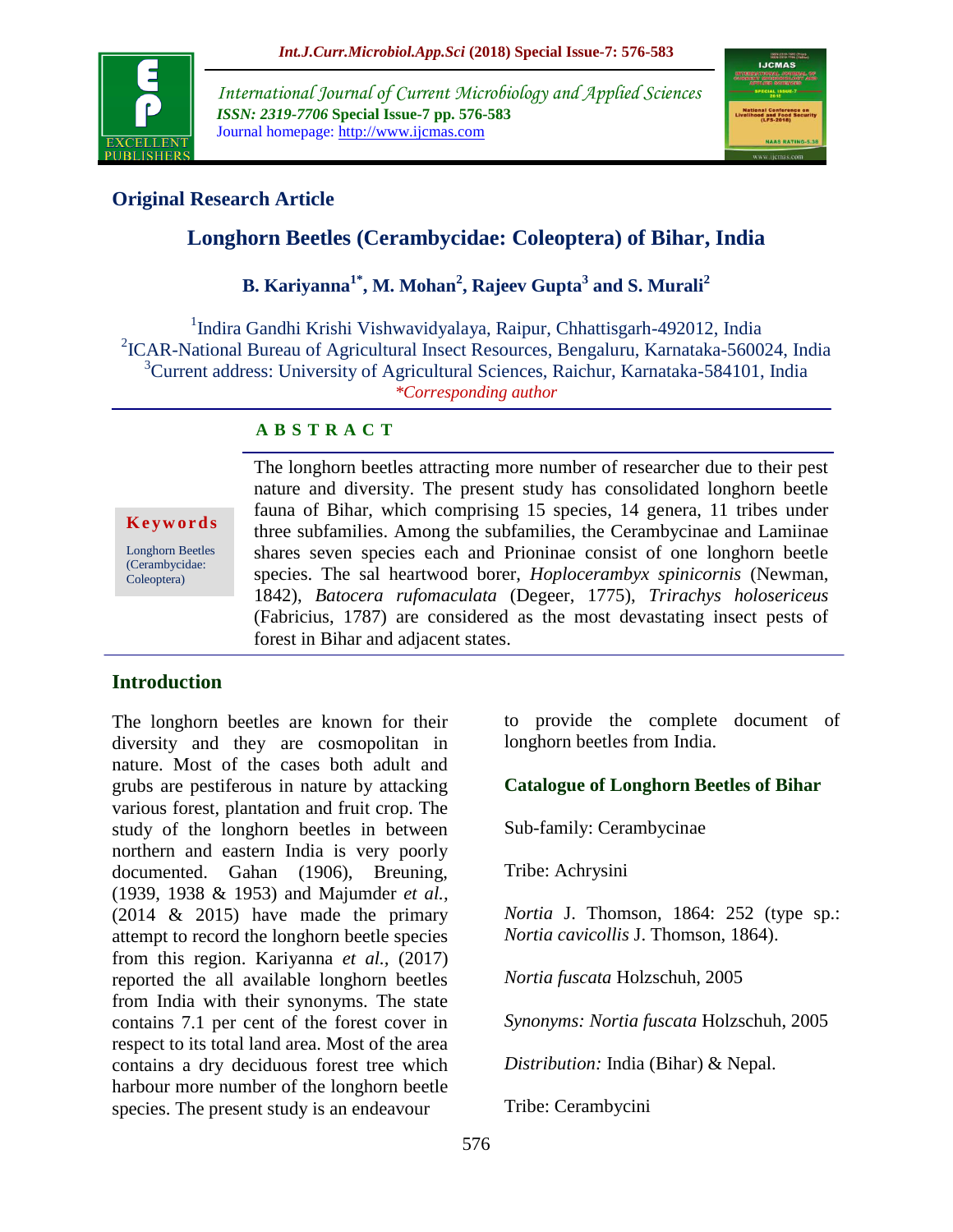## Original Research Article

# Longhorn Beetles (Cerambycidae: Coleoptera) of Bihar, India

**B. Kariyanna[1*], M. Mohan[2], Rajeev Gupta[3] and S. Murali[2]**

[1]Indira Gandhi Krishi Vishwavidyalaya, Raipur, Chhattisgarh-492012, India
[2]ICAR-National Bureau of Agricultural Insect Resources, Bengaluru, Karnataka-560024, India
[3]Current address: University of Agricultural Sciences, Raichur, Karnataka-584101, India
*Corresponding author

### A B S T R A C T

**Keywords**

Longhorn Beetles (Cerambycidae: Coleoptera)

The longhorn beetles attracting more number of researcher due to their pest nature and diversity. The present study has consolidated longhorn beetle fauna of Bihar, which comprising 15 species, 14 genera, 11 tribes under three subfamilies. Among the subfamilies, the Cerambycinae and Lamiinae shares seven species each and Prioninae consist of one longhorn beetle species. The sal heartwood borer, *Hoplocerambyx spinicornis* (Newman, 1842), *Batocera rufomaculata* (Degeer, 1775), *Trirachys holosericeus* (Fabricius, 1787) are considered as the most devastating insect pests of forest in Bihar and adjacent states.

## Introduction

The longhorn beetles are known for their diversity and they are cosmopolitan in nature. Most of the cases both adult and grubs are pestiferous in nature by attacking various forest, plantation and fruit crop. The study of the longhorn beetles in between northern and eastern India is very poorly documented. Gahan (1906), Breuning, (1939, 1938 & 1953) and Majumder *et al.,* (2014 & 2015) have made the primary attempt to record the longhorn beetle species from this region. Kariyanna *et al.,* (2017) reported the all available longhorn beetles from India with their synonyms. The state contains 7.1 per cent of the forest cover in respect to its total land area. Most of the area contains a dry deciduous forest tree which harbour more number of the longhorn beetle species. The present study is an endeavour to provide the complete document of longhorn beetles from India.

### Catalogue of Longhorn Beetles of Bihar

Sub-family: Cerambycinae

Tribe: Achrysini

*Nortia* J. Thomson, 1864: 252 (type sp.: *Nortia cavicollis* J. Thomson, 1864).

*Nortia fuscata* Holzschuh, 2005

*Synonyms: Nortia fuscata* Holzschuh, 2005

*Distribution:* India (Bihar) & Nepal.

Tribe: Cerambycini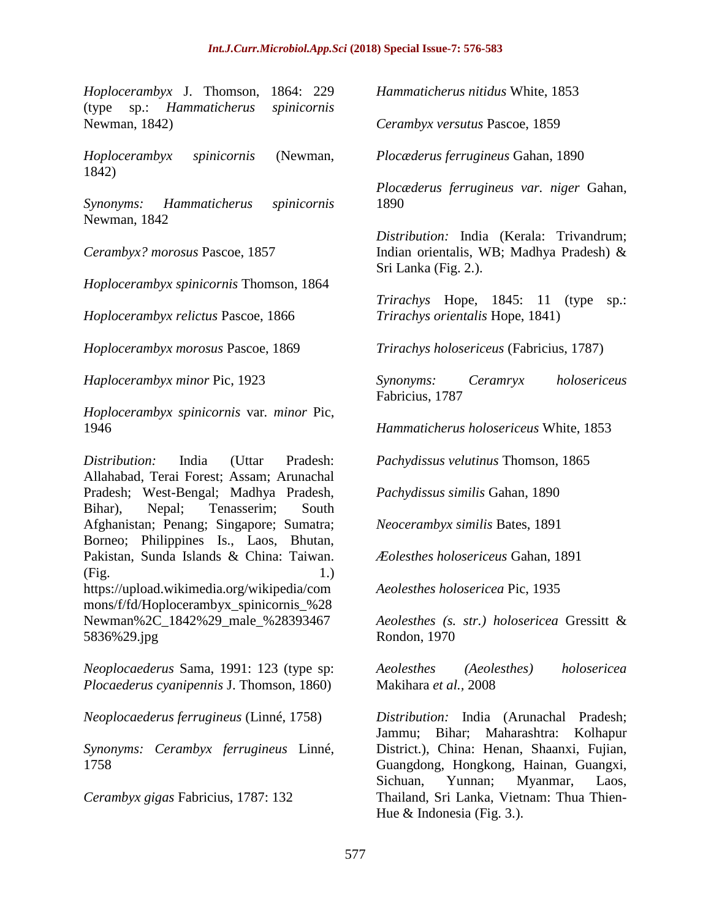*Hoplocerambyx* J. Thomson, 1864: 229 (type sp.: *Hammaticherus spinicornis* Newman, 1842)

*Hoplocerambyx spinicornis* (Newman, 1842)

*Synonyms: Hammaticherus spinicornis* Newman, 1842

*Cerambyx? morosus* Pascoe, 1857

*Hoplocerambyx spinicornis* Thomson, 1864

*Hoplocerambyx relictus* Pascoe, 1866

*Hoplocerambyx morosus* Pascoe, 1869

*Haplocerambyx minor* Pic, 1923

*Hoplocerambyx spinicornis* var. *minor* Pic, 1946

*Distribution:* India (Uttar Pradesh: Allahabad, Terai Forest; Assam; Arunachal Pradesh; West-Bengal; Madhya Pradesh, Bihar), Nepal; Tenasserim; South Afghanistan; Penang; Singapore; Sumatra; Borneo; Philippines Is., Laos, Bhutan, Pakistan, Sunda Islands & China: Taiwan. (Fig. 1.) https://upload.wikimedia.org/wikipedia/commons/f/fd/Hoplocerambyx_spinicornis_%28Newman%2C_1842%29_male_%283934675836%29.jpg

*Neoplocaederus* Sama, 1991: 123 (type sp: *Plocaederus cyanipennis* J. Thomson, 1860)

*Neoplocaederus ferrugineus* (Linné, 1758)

*Synonyms: Cerambyx ferrugineus* Linné, 1758

*Cerambyx gigas* Fabricius, 1787: 132

*Hammaticherus nitidus* White, 1853

*Cerambyx versutus* Pascoe, 1859

*Plocæderus ferrugineus* Gahan, 1890

*Plocæderus ferrugineus var. niger* Gahan, 1890

*Distribution:* India (Kerala: Trivandrum; Indian orientalis, WB; Madhya Pradesh) & Sri Lanka (Fig. 2.).

*Trirachys* Hope, 1845: 11 (type sp.: *Trirachys orientalis* Hope, 1841)

*Trirachys holosericeus* (Fabricius, 1787)

*Synonyms: Ceramryx holosericeus* Fabricius, 1787

*Hammaticherus holosericeus* White, 1853

*Pachydissus velutinus* Thomson, 1865

*Pachydissus similis* Gahan, 1890

*Neocerambyx similis* Bates, 1891

*Æolesthes holosericeus* Gahan, 1891

*Aeolesthes holosericea* Pic, 1935

*Aeolesthes (s. str.) holosericea* Gressitt & Rondon, 1970

*Aeolesthes (Aeolesthes) holosericea* Makihara *et al.*, 2008

*Distribution:* India (Arunachal Pradesh; Jammu; Bihar; Maharashtra: Kolhapur District.), China: Henan, Shaanxi, Fujian, Guangdong, Hongkong, Hainan, Guangxi, Sichuan, Yunnan; Myanmar, Laos, Thailand, Sri Lanka, Vietnam: Thua Thien-Hue & Indonesia (Fig. 3.).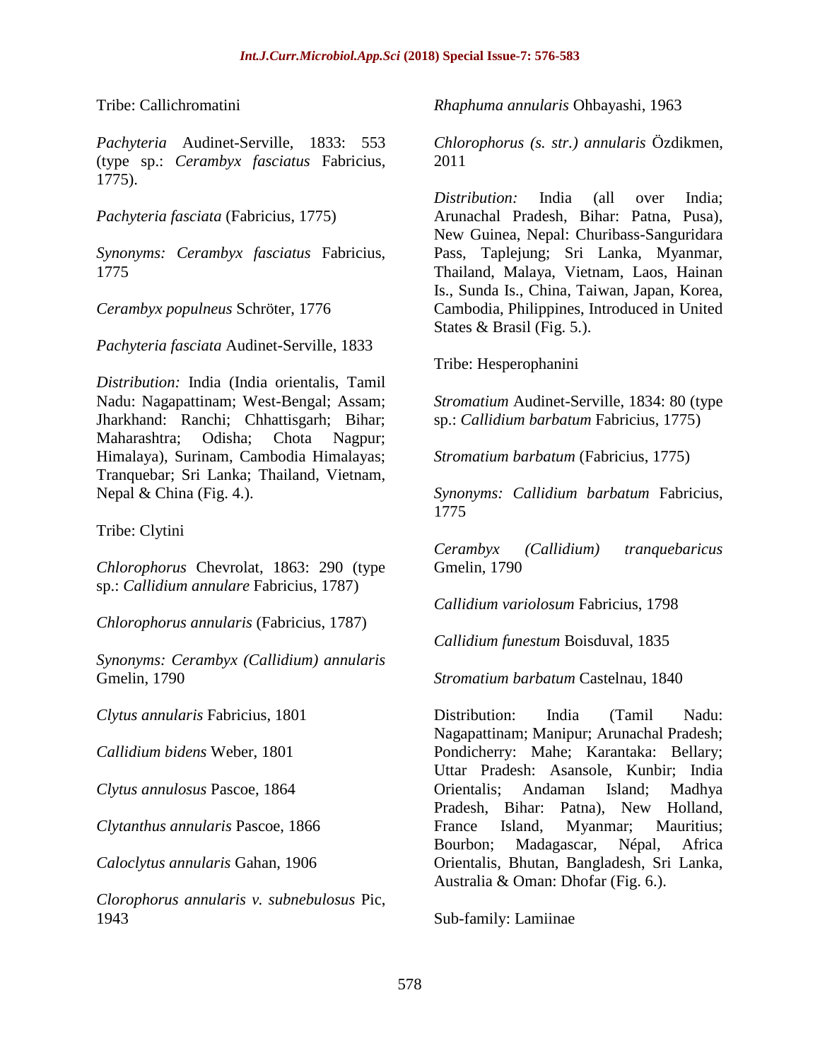Tribe: Callichromatini

*Pachyteria* Audinet-Serville, 1833: 553 (type sp.: *Cerambyx fasciatus* Fabricius, 1775).

*Pachyteria fasciata* (Fabricius, 1775)

*Synonyms: Cerambyx fasciatus* Fabricius, 1775

*Cerambyx populneus* Schröter, 1776

*Pachyteria fasciata* Audinet-Serville, 1833

*Distribution:* India (India orientalis, Tamil Nadu: Nagapattinam; West-Bengal; Assam; Jharkhand: Ranchi; Chhattisgarh; Bihar; Maharashtra; Odisha; Chota Nagpur; Himalaya), Surinam, Cambodia Himalayas; Tranquebar; Sri Lanka; Thailand, Vietnam, Nepal & China (Fig. 4.).

Tribe: Clytini

*Chlorophorus* Chevrolat, 1863: 290 (type sp.: *Callidium annulare* Fabricius, 1787)

*Chlorophorus annularis* (Fabricius, 1787)

*Synonyms: Cerambyx (Callidium) annularis* Gmelin, 1790

*Clytus annularis* Fabricius, 1801

*Callidium bidens* Weber, 1801

*Clytus annulosus* Pascoe, 1864

*Clytanthus annularis* Pascoe, 1866

*Caloclytus annularis* Gahan, 1906

*Clorophorus annularis v. subnebulosus* Pic, 1943

*Rhaphuma annularis* Ohbayashi, 1963

*Chlorophorus (s. str.) annularis* Özdikmen, 2011

*Distribution:* India (all over India; Arunachal Pradesh, Bihar: Patna, Pusa), New Guinea, Nepal: Churibass-Sanguridara Pass, Taplejung; Sri Lanka, Myanmar, Thailand, Malaya, Vietnam, Laos, Hainan Is., Sunda Is., China, Taiwan, Japan, Korea, Cambodia, Philippines, Introduced in United States & Brasil (Fig. 5.).

Tribe: Hesperophanini

*Stromatium* Audinet-Serville, 1834: 80 (type sp.: *Callidium barbatum* Fabricius, 1775)

*Stromatium barbatum* (Fabricius, 1775)

*Synonyms: Callidium barbatum* Fabricius, 1775

*Cerambyx (Callidium) tranquebaricus* Gmelin, 1790

*Callidium variolosum* Fabricius, 1798

*Callidium funestum* Boisduval, 1835

*Stromatium barbatum* Castelnau, 1840

Distribution: India (Tamil Nadu: Nagapattinam; Manipur; Arunachal Pradesh; Pondicherry: Mahe; Karantaka: Bellary; Uttar Pradesh: Asansole, Kunbir; India Orientalis; Andaman Island; Madhya Pradesh, Bihar: Patna), New Holland, France Island, Myanmar; Mauritius; Bourbon; Madagascar, Népal, Africa Orientalis, Bhutan, Bangladesh, Sri Lanka, Australia & Oman: Dhofar (Fig. 6.).

Sub-family: Lamiinae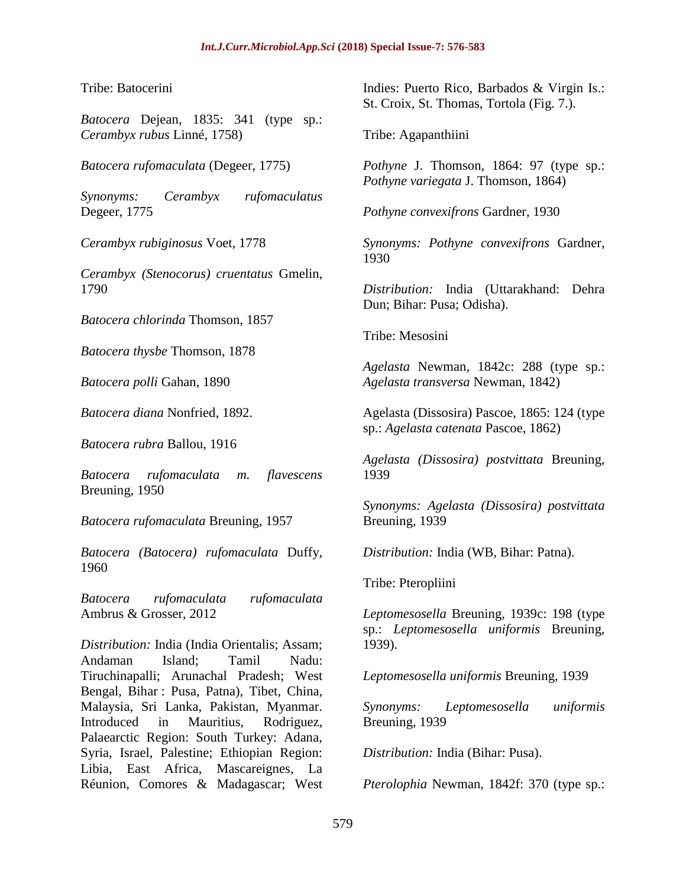Tribe: Batocerini

*Batocera* Dejean, 1835: 341 (type sp.: *Cerambyx rubus* Linné, 1758)

*Batocera rufomaculata* (Degeer, 1775)

*Synonyms: Cerambyx rufomaculatus* Degeer, 1775

*Cerambyx rubiginosus* Voet, 1778

*Cerambyx (Stenocorus) cruentatus* Gmelin, 1790

*Batocera chlorinda* Thomson, 1857

*Batocera thysbe* Thomson, 1878

*Batocera polli* Gahan, 1890

*Batocera diana* Nonfried, 1892.

*Batocera rubra* Ballou, 1916

*Batocera rufomaculata m. flavescens* Breuning, 1950

*Batocera rufomaculata* Breuning, 1957

*Batocera (Batocera) rufomaculata* Duffy, 1960

*Batocera rufomaculata rufomaculata* Ambrus & Grosser, 2012

*Distribution:* India (India Orientalis; Assam; Andaman Island; Tamil Nadu: Tiruchinapalli; Arunachal Pradesh; West Bengal, Bihar : Pusa, Patna), Tibet, China, Malaysia, Sri Lanka, Pakistan, Myanmar. Introduced in Mauritius, Rodriguez, Palaearctic Region: South Turkey: Adana, Syria, Israel, Palestine; Ethiopian Region: Libia, East Africa, Mascareignes, La Réunion, Comores & Madagascar; West Indies: Puerto Rico, Barbados & Virgin Is.: St. Croix, St. Thomas, Tortola (Fig. 7.).

Tribe: Agapanthiini

*Pothyne* J. Thomson, 1864: 97 (type sp.: *Pothyne variegata* J. Thomson, 1864)

*Pothyne convexifrons* Gardner, 1930

*Synonyms: Pothyne convexifrons* Gardner, 1930

*Distribution:* India (Uttarakhand: Dehra Dun; Bihar: Pusa; Odisha).

Tribe: Mesosini

*Agelasta* Newman, 1842c: 288 (type sp.: *Agelasta transversa* Newman, 1842)

Agelasta (Dissosira) Pascoe, 1865: 124 (type sp.: *Agelasta catenata* Pascoe, 1862)

*Agelasta (Dissosira) postvittata* Breuning, 1939

*Synonyms: Agelasta (Dissosira) postvittata* Breuning, 1939

*Distribution:* India (WB, Bihar: Patna).

Tribe: Pteropliini

*Leptomesosella* Breuning, 1939c: 198 (type sp.: *Leptomesosella uniformis* Breuning, 1939).

*Leptomesosella uniformis* Breuning, 1939

*Synonyms: Leptomesosella uniformis* Breuning, 1939

*Distribution:* India (Bihar: Pusa).

*Pterolophia* Newman, 1842f: 370 (type sp.: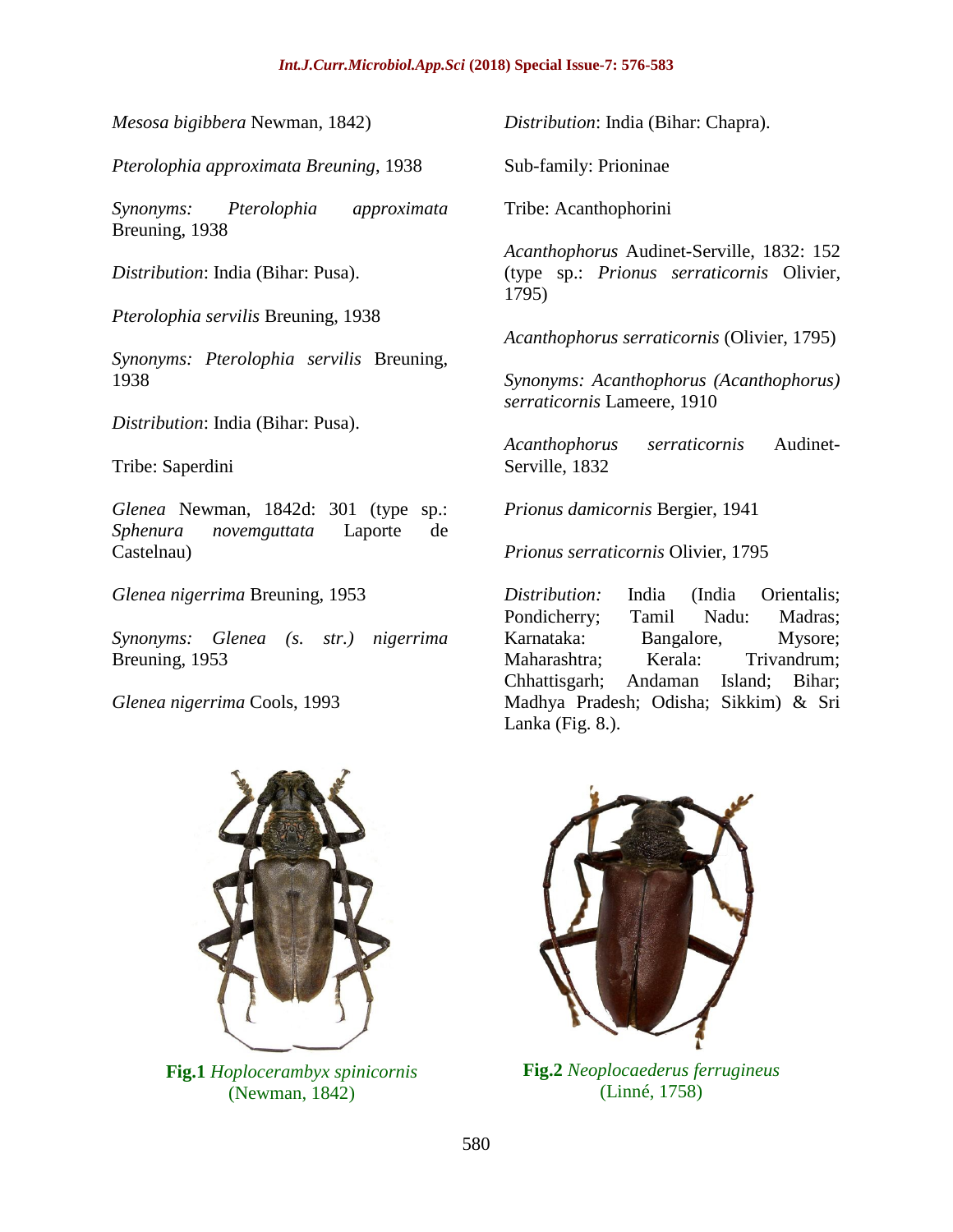*Mesosa bigibbera* Newman, 1842)

*Pterolophia approximata Breuning*, 1938

*Synonyms: Pterolophia approximata* Breuning, 1938

*Distribution*: India (Bihar: Pusa).

*Pterolophia servilis* Breuning, 1938

*Synonyms: Pterolophia servilis* Breuning, 1938

*Distribution*: India (Bihar: Pusa).

Tribe: Saperdini

*Glenea* Newman, 1842d: 301 (type sp.: *Sphenura novemguttata* Laporte de Castelnau)

*Glenea nigerrima* Breuning, 1953

*Synonyms: Glenea (s. str.) nigerrima* Breuning, 1953

*Glenea nigerrima* Cools, 1993

*Distribution*: India (Bihar: Chapra).

Sub-family: Prioninae

Tribe: Acanthophorini

*Acanthophorus* Audinet-Serville, 1832: 152 (type sp.: *Prionus serraticornis* Olivier, 1795)

*Acanthophorus serraticornis* (Olivier, 1795)

*Synonyms: Acanthophorus (Acanthophorus) serraticornis* Lameere, 1910

*Acanthophorus serraticornis* Audinet-Serville, 1832

*Prionus damicornis* Bergier, 1941

*Prionus serraticornis* Olivier, 1795

*Distribution:* India (India Orientalis; Pondicherry; Tamil Nadu: Madras; Karnataka: Bangalore, Mysore; Maharashtra; Kerala: Trivandrum; Chhattisgarh; Andaman Island; Bihar; Madhya Pradesh; Odisha; Sikkim) & Sri Lanka (Fig. 8.).

**Fig.1** *Hoplocerambyx spinicornis* (Newman, 1842)

**Fig.2** *Neoplocaederus ferrugineus* (Linné, 1758)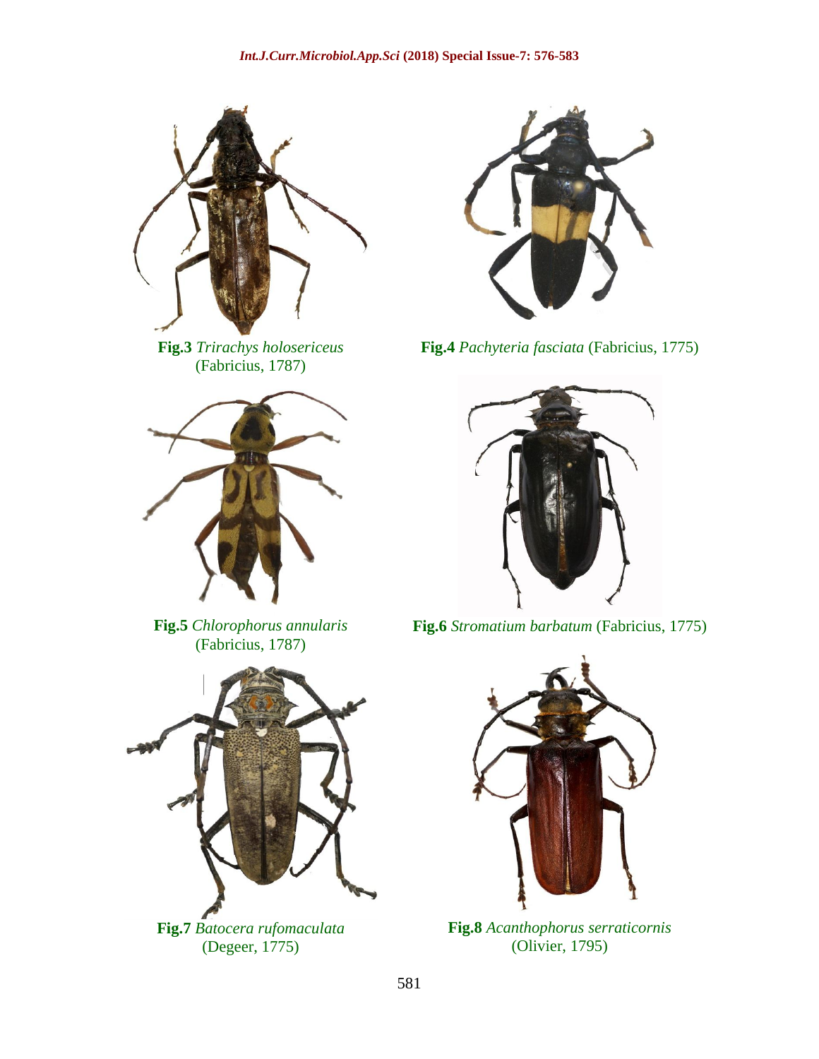**Fig.3** *Trirachys holosericeus* (Fabricius, 1787)

**Fig.4** *Pachyteria fasciata* (Fabricius, 1775)

**Fig.5** *Chlorophorus annularis* (Fabricius, 1787)

**Fig.6** *Stromatium barbatum* (Fabricius, 1775)

**Fig.7** *Batocera rufomaculata* (Degeer, 1775)

**Fig.8** *Acanthophorus serraticornis* (Olivier, 1795)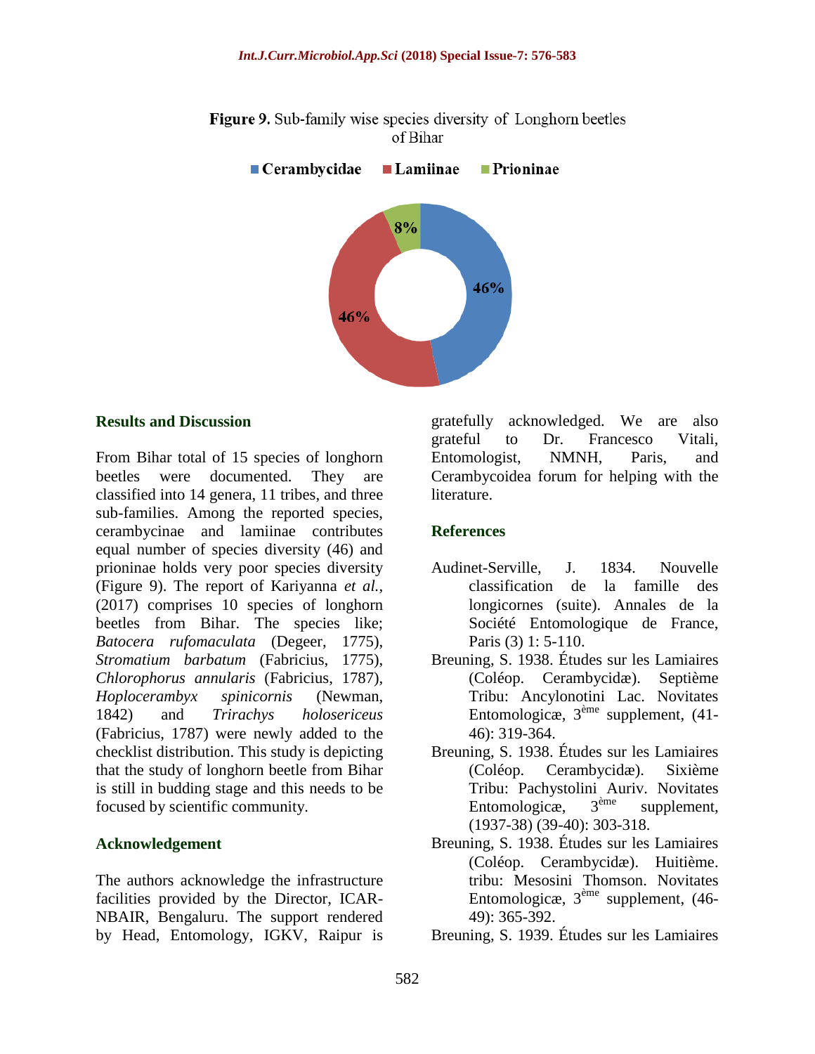**Figure 9.** Sub-family wise species diversity of Longhorn beetles of Bihar

■ Cerambycidae ■ Lamiinae ■ Prioninae

46%
46%
8%

## Results and Discussion

From Bihar total of 15 species of longhorn beetles were documented. They are classified into 14 genera, 11 tribes, and three sub-families. Among the reported species, cerambycinae and lamiinae contributes equal number of species diversity (46) and prioninae holds very poor species diversity (Figure 9). The report of Kariyanna *et al.*, (2017) comprises 10 species of longhorn beetles from Bihar. The species like; *Batocera rufomaculata* (Degeer, 1775), *Stromatium barbatum* (Fabricius, 1775), *Chlorophorus annularis* (Fabricius, 1787), *Hoplocerambyx spinicornis* (Newman, 1842) and *Trirachys holosericeus* (Fabricius, 1787) were newly added to the checklist distribution. This study is depicting that the study of longhorn beetle from Bihar is still in budding stage and this needs to be focused by scientific community.

## Acknowledgement

The authors acknowledge the infrastructure facilities provided by the Director, ICAR-NBAIR, Bengaluru. The support rendered by Head, Entomology, IGKV, Raipur is gratefully acknowledged. We are also grateful to Dr. Francesco Vitali, Entomologist, NMNH, Paris, and Cerambycoidea forum for helping with the literature.

## References

Audinet-Serville, J. 1834. Nouvelle classification de la famille des longicornes (suite). Annales de la Société Entomologique de France, Paris (3) 1: 5-110.

Breuning, S. 1938. Études sur les Lamiaires (Coléop. Cerambycidæ). Septième Tribu: Ancylonotini Lac. Novitates Entomologicæ, 3ème supplement, (41-46): 319-364.

Breuning, S. 1938. Études sur les Lamiaires (Coléop. Cerambycidæ). Sixième Tribu: Pachystolini Auriv. Novitates Entomologicæ, 3ème supplement, (1937-38) (39-40): 303-318.

Breuning, S. 1938. Études sur les Lamiaires (Coléop. Cerambycidæ). Huitième. tribu: Mesosini Thomson. Novitates Entomologicæ, 3ème supplement, (46-49): 365-392.

Breuning, S. 1939. Études sur les Lamiaires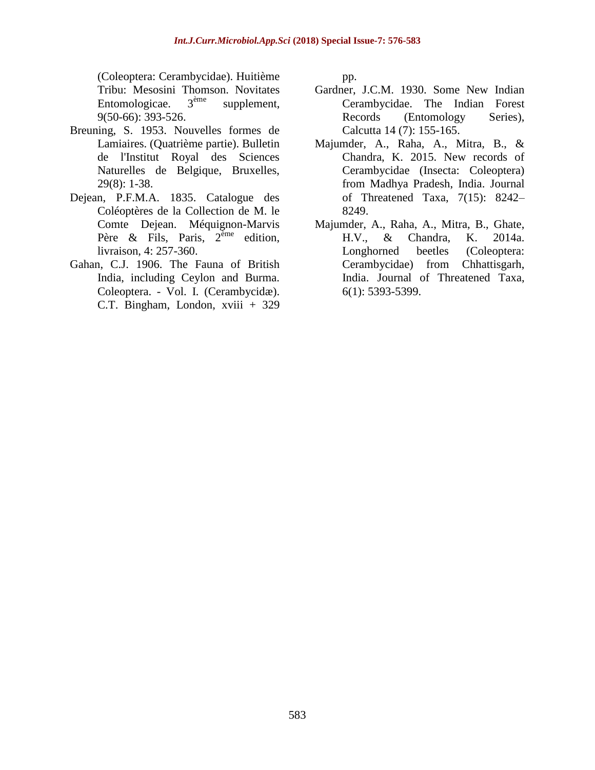(Coleoptera: Cerambycidae). Huitième Tribu: Mesosini Thomson. Novitates Entomologicae. 3ème supplement, 9(50-66): 393-526.

Breuning, S. 1953. Nouvelles formes de Lamiaires. (Quatrième partie). Bulletin de l'Institut Royal des Sciences Naturelles de Belgique, Bruxelles, 29(8): 1-38.

Dejean, P.F.M.A. 1835. Catalogue des Coléoptères de la Collection de M. le Comte Dejean. Méquignon-Marvis Père & Fils, Paris, 2ème edition, livraison, 4: 257-360.

Gahan, C.J. 1906. The Fauna of British India, including Ceylon and Burma. Coleoptera. - Vol. I. (Cerambycidæ). C.T. Bingham, London, xviii + 329 pp.

Gardner, J.C.M. 1930. Some New Indian Cerambycidae. The Indian Forest Records (Entomology Series), Calcutta 14 (7): 155-165.

Majumder, A., Raha, A., Mitra, B., & Chandra, K. 2015. New records of Cerambycidae (Insecta: Coleoptera) from Madhya Pradesh, India. Journal of Threatened Taxa, 7(15): 8242–8249.

Majumder, A., Raha, A., Mitra, B., Ghate, H.V., & Chandra, K. 2014a. Longhorned beetles (Coleoptera: Cerambycidae) from Chhattisgarh, India. Journal of Threatened Taxa, 6(1): 5393-5399.